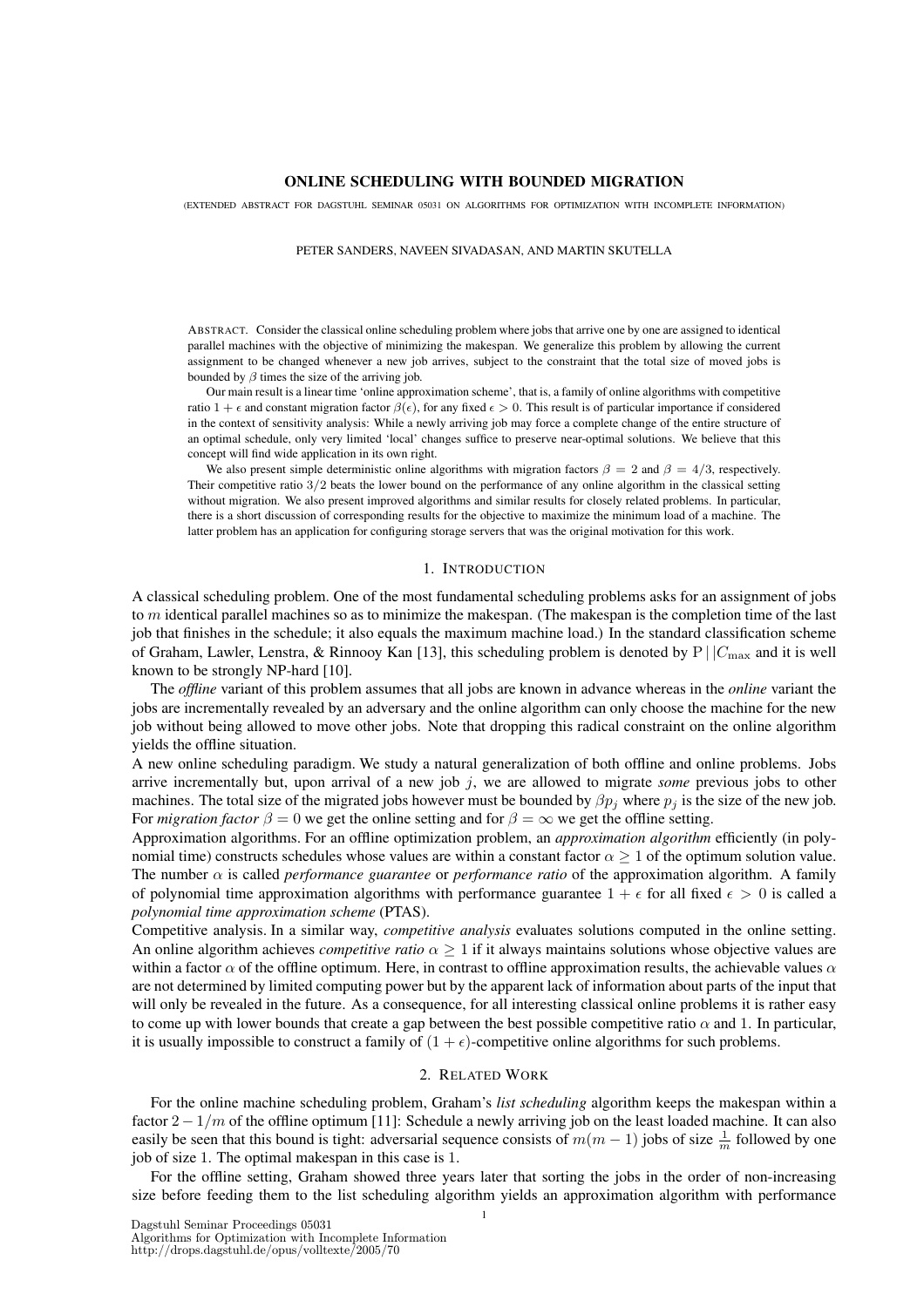# ONLINE SCHEDULING WITH BOUNDED MIGRATION

(EXTENDED ABSTRACT FOR DAGSTUHL SEMINAR 05031 ON ALGORITHMS FOR OPTIMIZATION WITH INCOMPLETE INFORMATION)

PETER SANDERS, NAVEEN SIVADASAN, AND MARTIN SKUTELLA

ABSTRACT. Consider the classical online scheduling problem where jobs that arrive one by one are assigned to identical parallel machines with the objective of minimizing the makespan. We generalize this problem by allowing the current assignment to be changed whenever a new job arrives, subject to the constraint that the total size of moved jobs is bounded by $\beta$ times the size of the arriving job.

Our main result is a linear time 'online approximation scheme', that is, a family of online algorithms with competitive ratio $1 + \epsilon$ and constant migration factor $\beta(\epsilon)$, for any fixed $\epsilon > 0$. This result is of particular importance if considered in the context of sensitivity analysis: While a newly arriving job may force a complete change of the entire structure of an optimal schedule, only very limited 'local' changes suffice to preserve near-optimal solutions. We believe that this concept will find wide application in its own right.

We also present simple deterministic online algorithms with migration factors $\beta = 2$ and $\beta = 4/3$, respectively. Their competitive ratio $3/2$ beats the lower bound on the performance of any online algorithm in the classical setting without migration. We also present improved algorithms and similar results for closely related problems. In particular, there is a short discussion of corresponding results for the objective to maximize the minimum load of a machine. The latter problem has an application for configuring storage servers that was the original motivation for this work.

## 1. INTRODUCTION

A classical scheduling problem. One of the most fundamental scheduling problems asks for an assignment of jobs to $m$ identical parallel machines so as to minimize the makespan. (The makespan is the completion time of the last job that finishes in the schedule; it also equals the maximum machine load.) In the standard classification scheme of Graham, Lawler, Lenstra, & Rinnooy Kan [13], this scheduling problem is denoted by $\mathrm{P}\,||\,C_{\max}$ and it is well known to be strongly NP-hard [10].

The *offline* variant of this problem assumes that all jobs are known in advance whereas in the *online* variant the jobs are incrementally revealed by an adversary and the online algorithm can only choose the machine for the new job without being allowed to move other jobs. Note that dropping this radical constraint on the online algorithm yields the offline situation.

A new online scheduling paradigm. We study a natural generalization of both offline and online problems. Jobs arrive incrementally but, upon arrival of a new job $j$, we are allowed to migrate *some* previous jobs to other machines. The total size of the migrated jobs however must be bounded by $\beta p_j$ where $p_j$ is the size of the new job. For *migration factor* $\beta = 0$ we get the online setting and for $\beta = \infty$ we get the offline setting.

Approximation algorithms. For an offline optimization problem, an *approximation algorithm* efficiently (in polynomial time) constructs schedules whose values are within a constant factor $\alpha \geq 1$ of the optimum solution value. The number $\alpha$ is called *performance guarantee* or *performance ratio* of the approximation algorithm. A family of polynomial time approximation algorithms with performance guarantee $1 + \epsilon$ for all fixed $\epsilon > 0$ is called a *polynomial time approximation scheme* (PTAS).

Competitive analysis. In a similar way, *competitive analysis* evaluates solutions computed in the online setting. An online algorithm achieves *competitive ratio* $\alpha \geq 1$ if it always maintains solutions whose objective values are within a factor $\alpha$ of the offline optimum. Here, in contrast to offline approximation results, the achievable values $\alpha$ are not determined by limited computing power but by the apparent lack of information about parts of the input that will only be revealed in the future. As a consequence, for all interesting classical online problems it is rather easy to come up with lower bounds that create a gap between the best possible competitive ratio $\alpha$ and 1. In particular, it is usually impossible to construct a family of $(1 + \epsilon)$-competitive online algorithms for such problems.

## 2. RELATED WORK

For the online machine scheduling problem, Graham's *list scheduling* algorithm keeps the makespan within a factor $2 - 1/m$ of the offline optimum [11]: Schedule a newly arriving job on the least loaded machine. It can also easily be seen that this bound is tight: adversarial sequence consists of $m(m-1)$ jobs of size $\frac{1}{m}$ followed by one job of size 1. The optimal makespan in this case is 1.

For the offline setting, Graham showed three years later that sorting the jobs in the order of non-increasing size before feeding them to the list scheduling algorithm yields an approximation algorithm with performance

Dagstuhl Seminar Proceedings 05031
Algorithms for Optimization with Incomplete Information
http://drops.dagstuhl.de/opus/volltexte/2005/70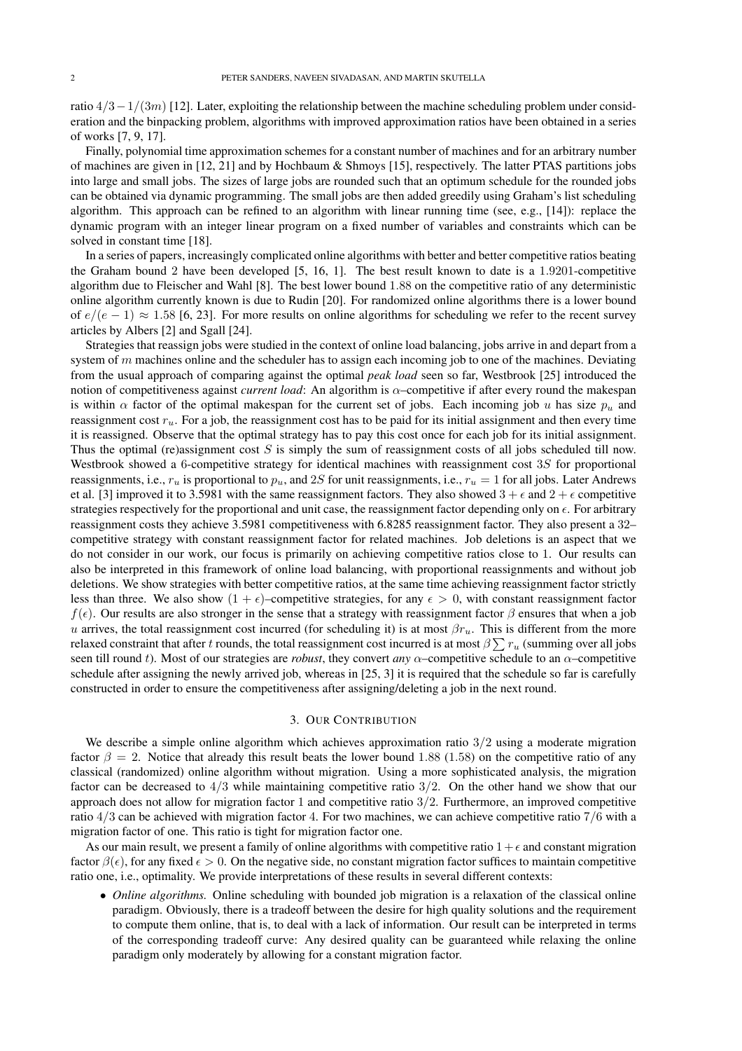ratio $4/3 - 1/(3m)$ [12]. Later, exploiting the relationship between the machine scheduling problem under consideration and the binpacking problem, algorithms with improved approximation ratios have been obtained in a series of works [7, 9, 17].

Finally, polynomial time approximation schemes for a constant number of machines and for an arbitrary number of machines are given in [12, 21] and by Hochbaum & Shmoys [15], respectively. The latter PTAS partitions jobs into large and small jobs. The sizes of large jobs are rounded such that an optimum schedule for the rounded jobs can be obtained via dynamic programming. The small jobs are then added greedily using Graham's list scheduling algorithm. This approach can be refined to an algorithm with linear running time (see, e.g., [14]): replace the dynamic program with an integer linear program on a fixed number of variables and constraints which can be solved in constant time [18].

In a series of papers, increasingly complicated online algorithms with better and better competitive ratios beating the Graham bound 2 have been developed [5, 16, 1]. The best result known to date is a 1.9201-competitive algorithm due to Fleischer and Wahl [8]. The best lower bound 1.88 on the competitive ratio of any deterministic online algorithm currently known is due to Rudin [20]. For randomized online algorithms there is a lower bound of $e/(e-1) \approx 1.58$ [6, 23]. For more results on online algorithms for scheduling we refer to the recent survey articles by Albers [2] and Sgall [24].

Strategies that reassign jobs were studied in the context of online load balancing, jobs arrive in and depart from a system of $m$ machines online and the scheduler has to assign each incoming job to one of the machines. Deviating from the usual approach of comparing against the optimal *peak load* seen so far, Westbrook [25] introduced the notion of competitiveness against *current load*: An algorithm is $\alpha$–competitive if after every round the makespan is within $\alpha$ factor of the optimal makespan for the current set of jobs. Each incoming job $u$ has size $p_u$ and reassignment cost $r_u$. For a job, the reassignment cost has to be paid for its initial assignment and then every time it is reassigned. Observe that the optimal strategy has to pay this cost once for each job for its initial assignment. Thus the optimal (re)assignment cost $S$ is simply the sum of reassignment costs of all jobs scheduled till now. Westbrook showed a 6-competitive strategy for identical machines with reassignment cost $3S$ for proportional reassignments, i.e., $r_u$ is proportional to $p_u$, and $2S$ for unit reassignments, i.e., $r_u = 1$ for all jobs. Later Andrews et al. [3] improved it to 3.5981 with the same reassignment factors. They also showed $3 + \epsilon$ and $2 + \epsilon$ competitive strategies respectively for the proportional and unit case, the reassignment factor depending only on $\epsilon$. For arbitrary reassignment costs they achieve 3.5981 competitiveness with 6.8285 reassignment factor. They also present a 32–competitive strategy with constant reassignment factor for related machines. Job deletions is an aspect that we do not consider in our work, our focus is primarily on achieving competitive ratios close to 1. Our results can also be interpreted in this framework of online load balancing, with proportional reassignments and without job deletions. We show strategies with better competitive ratios, at the same time achieving reassignment factor strictly less than three. We also show $(1 + \epsilon)$–competitive strategies, for any $\epsilon > 0$, with constant reassignment factor $f(\epsilon)$. Our results are also stronger in the sense that a strategy with reassignment factor $\beta$ ensures that when a job $u$ arrives, the total reassignment cost incurred (for scheduling it) is at most $\beta r_u$. This is different from the more relaxed constraint that after $t$ rounds, the total reassignment cost incurred is at most $\beta \sum r_u$ (summing over all jobs seen till round $t$). Most of our strategies are *robust*, they convert *any* $\alpha$–competitive schedule to an $\alpha$–competitive schedule after assigning the newly arrived job, whereas in [25, 3] it is required that the schedule so far is carefully constructed in order to ensure the competitiveness after assigning/deleting a job in the next round.

## 3. Our Contribution

We describe a simple online algorithm which achieves approximation ratio $3/2$ using a moderate migration factor $\beta = 2$. Notice that already this result beats the lower bound 1.88 (1.58) on the competitive ratio of any classical (randomized) online algorithm without migration. Using a more sophisticated analysis, the migration factor can be decreased to $4/3$ while maintaining competitive ratio $3/2$. On the other hand we show that our approach does not allow for migration factor 1 and competitive ratio $3/2$. Furthermore, an improved competitive ratio $4/3$ can be achieved with migration factor 4. For two machines, we can achieve competitive ratio $7/6$ with a migration factor of one. This ratio is tight for migration factor one.

As our main result, we present a family of online algorithms with competitive ratio $1 + \epsilon$ and constant migration factor $\beta(\epsilon)$, for any fixed $\epsilon > 0$. On the negative side, no constant migration factor suffices to maintain competitive ratio one, i.e., optimality. We provide interpretations of these results in several different contexts:

- *Online algorithms.* Online scheduling with bounded job migration is a relaxation of the classical online paradigm. Obviously, there is a tradeoff between the desire for high quality solutions and the requirement to compute them online, that is, to deal with a lack of information. Our result can be interpreted in terms of the corresponding tradeoff curve: Any desired quality can be guaranteed while relaxing the online paradigm only moderately by allowing for a constant migration factor.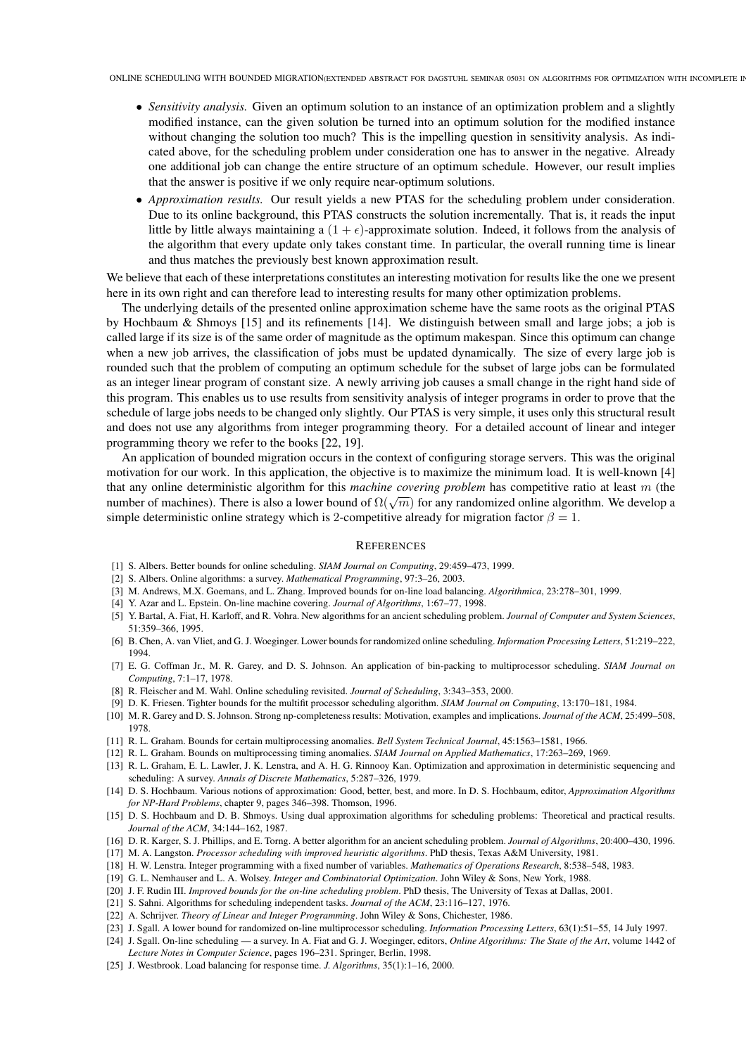- *Sensitivity analysis.* Given an optimum solution to an instance of an optimization problem and a slightly modified instance, can the given solution be turned into an optimum solution for the modified instance without changing the solution too much? This is the impelling question in sensitivity analysis. As indicated above, for the scheduling problem under consideration one has to answer in the negative. Already one additional job can change the entire structure of an optimum schedule. However, our result implies that the answer is positive if we only require near-optimum solutions.
- *Approximation results.* Our result yields a new PTAS for the scheduling problem under consideration. Due to its online background, this PTAS constructs the solution incrementally. That is, it reads the input little by little always maintaining a $(1 + \epsilon)$-approximate solution. Indeed, it follows from the analysis of the algorithm that every update only takes constant time. In particular, the overall running time is linear and thus matches the previously best known approximation result.

We believe that each of these interpretations constitutes an interesting motivation for results like the one we present here in its own right and can therefore lead to interesting results for many other optimization problems.

The underlying details of the presented online approximation scheme have the same roots as the original PTAS by Hochbaum & Shmoys [15] and its refinements [14]. We distinguish between small and large jobs; a job is called large if its size is of the same order of magnitude as the optimum makespan. Since this optimum can change when a new job arrives, the classification of jobs must be updated dynamically. The size of every large job is rounded such that the problem of computing an optimum schedule for the subset of large jobs can be formulated as an integer linear program of constant size. A newly arriving job causes a small change in the right hand side of this program. This enables us to use results from sensitivity analysis of integer programs in order to prove that the schedule of large jobs needs to be changed only slightly. Our PTAS is very simple, it uses only this structural result and does not use any algorithms from integer programming theory. For a detailed account of linear and integer programming theory we refer to the books [22, 19].

An application of bounded migration occurs in the context of configuring storage servers. This was the original motivation for our work. In this application, the objective is to maximize the minimum load. It is well-known [4] that any online deterministic algorithm for this *machine covering problem* has competitive ratio at least $m$ (the number of machines). There is also a lower bound of $\Omega(\sqrt{m})$ for any randomized online algorithm. We develop a simple deterministic online strategy which is 2-competitive already for migration factor $\beta = 1$.

## References

[1] S. Albers. Better bounds for online scheduling. *SIAM Journal on Computing*, 29:459–473, 1999.

[2] S. Albers. Online algorithms: a survey. *Mathematical Programming*, 97:3–26, 2003.

[3] M. Andrews, M.X. Goemans, and L. Zhang. Improved bounds for on-line load balancing. *Algorithmica*, 23:278–301, 1999.

[4] Y. Azar and L. Epstein. On-line machine covering. *Journal of Algorithms*, 1:67–77, 1998.

[5] Y. Bartal, A. Fiat, H. Karloff, and R. Vohra. New algorithms for an ancient scheduling problem. *Journal of Computer and System Sciences*, 51:359–366, 1995.

[6] B. Chen, A. van Vliet, and G. J. Woeginger. Lower bounds for randomized online scheduling. *Information Processing Letters*, 51:219–222, 1994.

[7] E. G. Coffman Jr., M. R. Garey, and D. S. Johnson. An application of bin-packing to multiprocessor scheduling. *SIAM Journal on Computing*, 7:1–17, 1978.

[8] R. Fleischer and M. Wahl. Online scheduling revisited. *Journal of Scheduling*, 3:343–353, 2000.

[9] D. K. Friesen. Tighter bounds for the multifit processor scheduling algorithm. *SIAM Journal on Computing*, 13:170–181, 1984.

[10] M. R. Garey and D. S. Johnson. Strong np-completeness results: Motivation, examples and implications. *Journal of the ACM*, 25:499–508, 1978.

[11] R. L. Graham. Bounds for certain multiprocessing anomalies. *Bell System Technical Journal*, 45:1563–1581, 1966.

[12] R. L. Graham. Bounds on multiprocessing timing anomalies. *SIAM Journal on Applied Mathematics*, 17:263–269, 1969.

[13] R. L. Graham, E. L. Lawler, J. K. Lenstra, and A. H. G. Rinnooy Kan. Optimization and approximation in deterministic sequencing and scheduling: A survey. *Annals of Discrete Mathematics*, 5:287–326, 1979.

[14] D. S. Hochbaum. Various notions of approximation: Good, better, best, and more. In D. S. Hochbaum, editor, *Approximation Algorithms for NP-Hard Problems*, chapter 9, pages 346–398. Thomson, 1996.

[15] D. S. Hochbaum and D. B. Shmoys. Using dual approximation algorithms for scheduling problems: Theoretical and practical results. *Journal of the ACM*, 34:144–162, 1987.

[16] D. R. Karger, S. J. Phillips, and E. Torng. A better algorithm for an ancient scheduling problem. *Journal of Algorithms*, 20:400–430, 1996.

[17] M. A. Langston. *Processor scheduling with improved heuristic algorithms*. PhD thesis, Texas A&M University, 1981.

[18] H. W. Lenstra. Integer programming with a fixed number of variables. *Mathematics of Operations Research*, 8:538–548, 1983.

[19] G. L. Nemhauser and L. A. Wolsey. *Integer and Combinatorial Optimization*. John Wiley & Sons, New York, 1988.

[20] J. F. Rudin III. *Improved bounds for the on-line scheduling problem*. PhD thesis, The University of Texas at Dallas, 2001.

[21] S. Sahni. Algorithms for scheduling independent tasks. *Journal of the ACM*, 23:116–127, 1976.

[22] A. Schrijver. *Theory of Linear and Integer Programming*. John Wiley & Sons, Chichester, 1986.

[23] J. Sgall. A lower bound for randomized on-line multiprocessor scheduling. *Information Processing Letters*, 63(1):51–55, 14 July 1997.

[24] J. Sgall. On-line scheduling — a survey. In A. Fiat and G. J. Woeginger, editors, *Online Algorithms: The State of the Art*, volume 1442 of *Lecture Notes in Computer Science*, pages 196–231. Springer, Berlin, 1998.

[25] J. Westbrook. Load balancing for response time. *J. Algorithms*, 35(1):1–16, 2000.